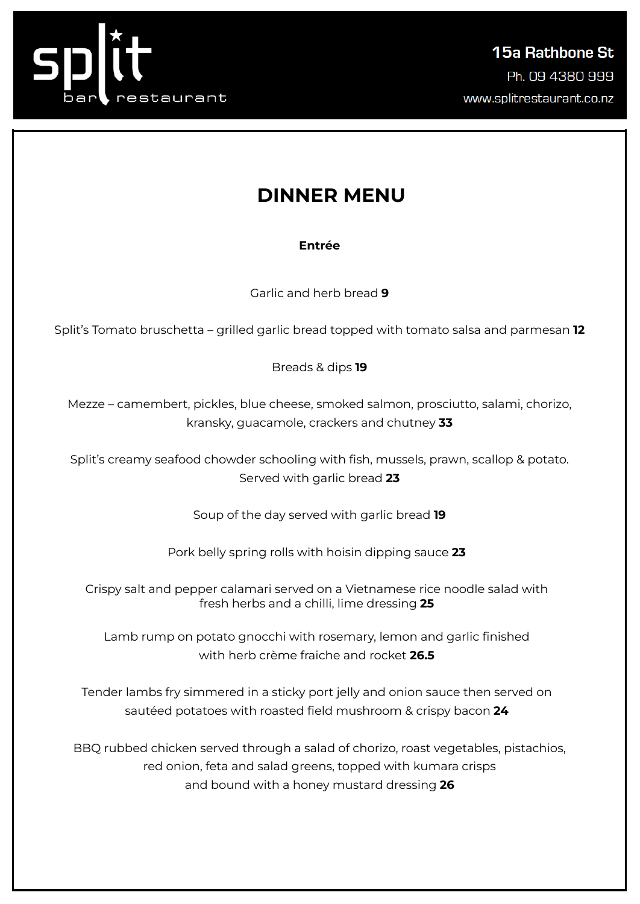split bar restaurant

**15a Rathbone St**

Ph. 09 4380 999

www.splitrestaurant.co.nz

# DINNER MENU

## Entrée

Garlic and herb bread **9**

Split's Tomato bruschetta – grilled garlic bread topped with tomato salsa and parmesan **12**

Breads & dips **19**

Mezze – camembert, pickles, blue cheese, smoked salmon, prosciutto, salami, chorizo, kransky, guacamole, crackers and chutney **33**

Split's creamy seafood chowder schooling with fish, mussels, prawn, scallop & potato. Served with garlic bread **23**

Soup of the day served with garlic bread **19**

Pork belly spring rolls with hoisin dipping sauce **23**

Crispy salt and pepper calamari served on a Vietnamese rice noodle salad with fresh herbs and a chilli, lime dressing **25**

Lamb rump on potato gnocchi with rosemary, lemon and garlic finished with herb crème fraiche and rocket **26.5**

Tender lambs fry simmered in a sticky port jelly and onion sauce then served on sautéed potatoes with roasted field mushroom & crispy bacon **24**

BBQ rubbed chicken served through a salad of chorizo, roast vegetables, pistachios, red onion, feta and salad greens, topped with kumara crisps and bound with a honey mustard dressing **26**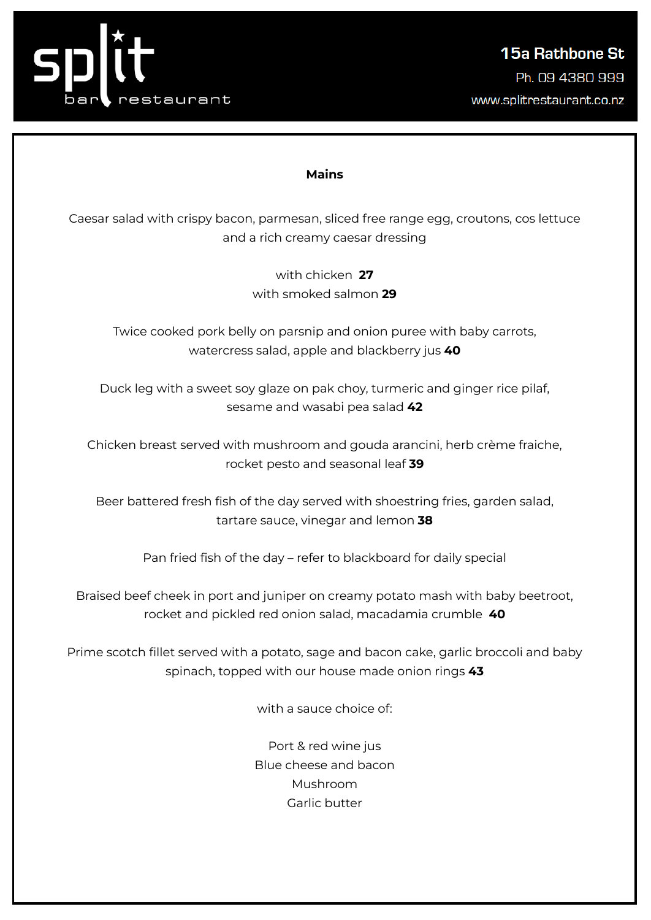# split
bar restaurant

**15a Rathbone St**
Ph. 09 4380 999
www.splitrestaurant.co.nz

## Mains

Caesar salad with crispy bacon, parmesan, sliced free range egg, croutons, cos lettuce and a rich creamy caesar dressing

with chicken **27**
with smoked salmon **29**

Twice cooked pork belly on parsnip and onion puree with baby carrots, watercress salad, apple and blackberry jus **40**

Duck leg with a sweet soy glaze on pak choy, turmeric and ginger rice pilaf, sesame and wasabi pea salad **42**

Chicken breast served with mushroom and gouda arancini, herb crème fraiche, rocket pesto and seasonal leaf **39**

Beer battered fresh fish of the day served with shoestring fries, garden salad, tartare sauce, vinegar and lemon **38**

Pan fried fish of the day – refer to blackboard for daily special

Braised beef cheek in port and juniper on creamy potato mash with baby beetroot, rocket and pickled red onion salad, macadamia crumble **40**

Prime scotch fillet served with a potato, sage and bacon cake, garlic broccoli and baby spinach, topped with our house made onion rings **43**

with a sauce choice of:

Port & red wine jus
Blue cheese and bacon
Mushroom
Garlic butter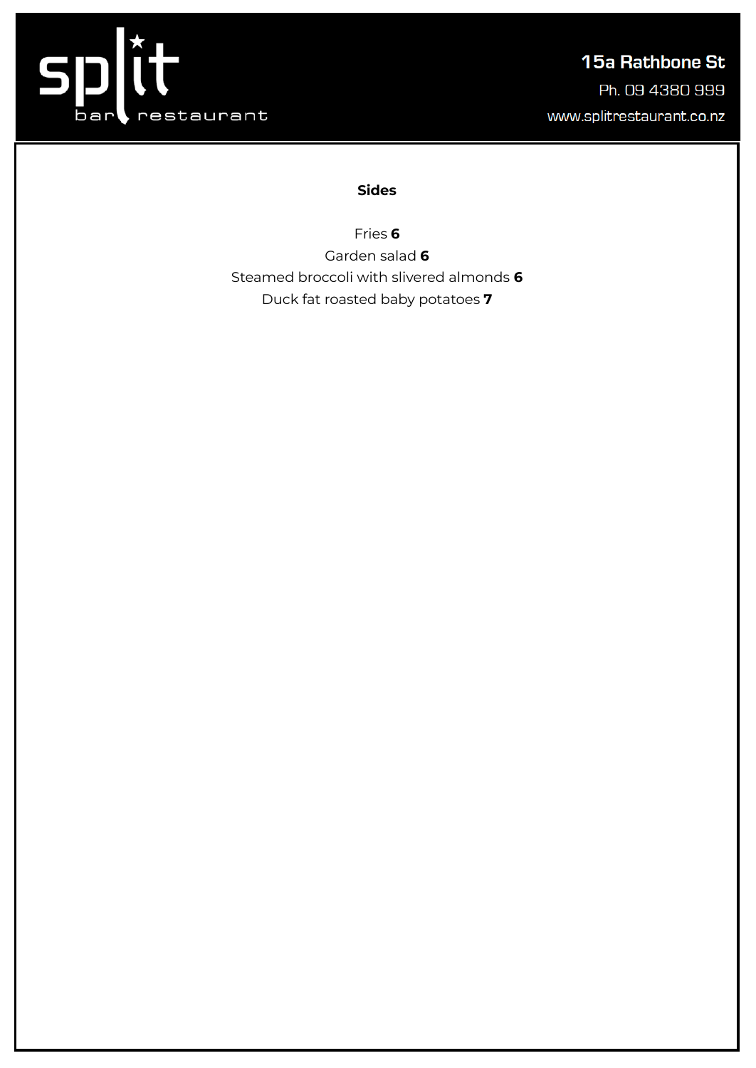## Sides

Fries **6**
Garden salad **6**
Steamed broccoli with slivered almonds **6**
Duck fat roasted baby potatoes **7**